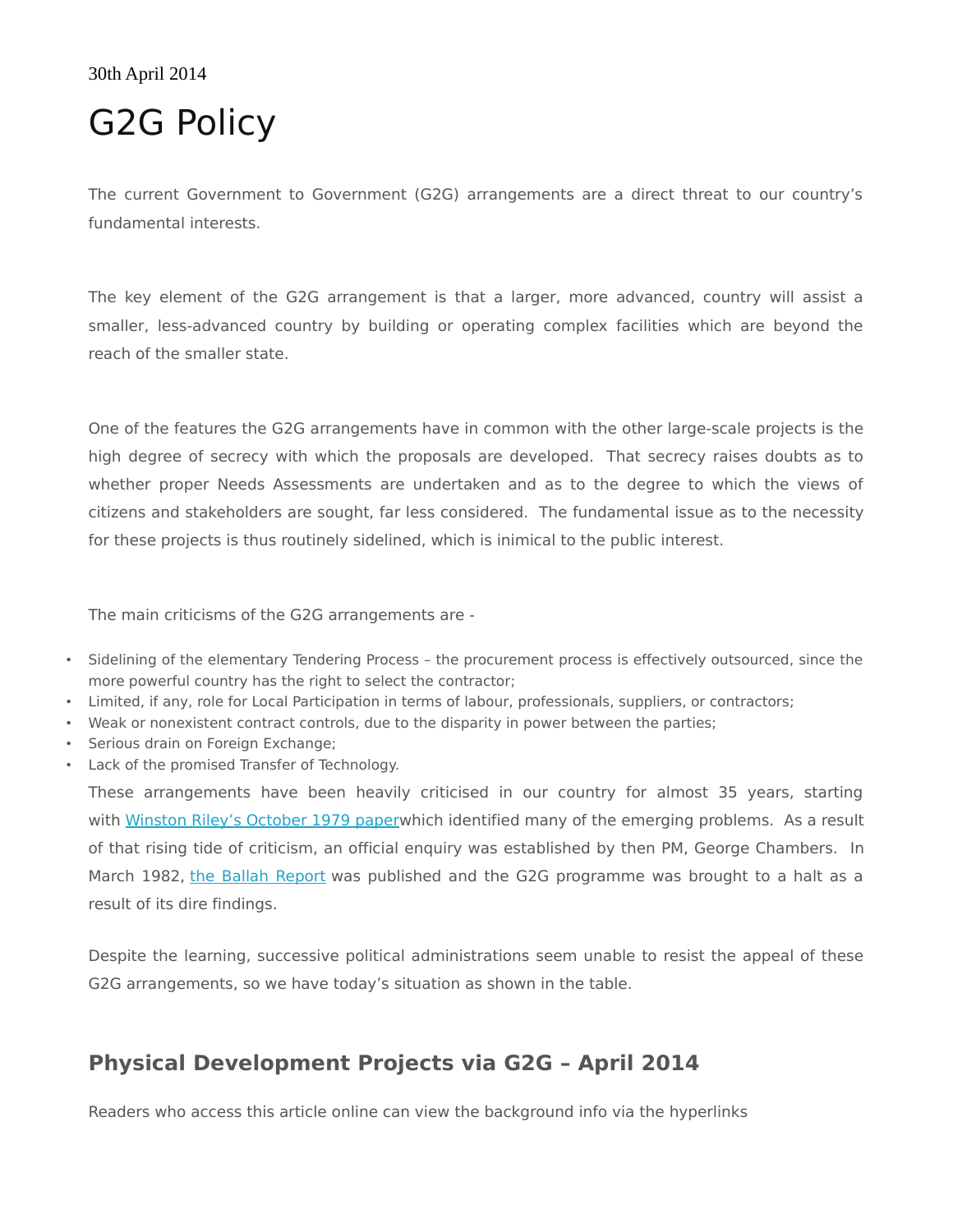30th April 2014

# G2G Policy

The current Government to Government (G2G) arrangements are a direct threat to our country's fundamental interests.

The key element of the G2G arrangement is that a larger, more advanced, country will assist a smaller, less-advanced country by building or operating complex facilities which are beyond the reach of the smaller state.

One of the features the G2G arrangements have in common with the other large-scale projects is the high degree of secrecy with which the proposals are developed. That secrecy raises doubts as to whether proper Needs Assessments are undertaken and as to the degree to which the views of citizens and stakeholders are sought, far less considered. The fundamental issue as to the necessity for these projects is thus routinely sidelined, which is inimical to the public interest.

The main criticisms of the G2G arrangements are -

- Sidelining of the elementary Tendering Process – the procurement process is effectively outsourced, since the more powerful country has the right to select the contractor;
- Limited, if any, role for Local Participation in terms of labour, professionals, suppliers, or contractors;
- Weak or nonexistent contract controls, due to the disparity in power between the parties;
- Serious drain on Foreign Exchange;
- Lack of the promised Transfer of Technology.

These arrangements have been heavily criticised in our country for almost 35 years, starting with Winston Riley's October 1979 paperwhich identified many of the emerging problems. As a result of that rising tide of criticism, an official enquiry was established by then PM, George Chambers. In March 1982, the Ballah Report was published and the G2G programme was brought to a halt as a result of its dire findings.

Despite the learning, successive political administrations seem unable to resist the appeal of these G2G arrangements, so we have today's situation as shown in the table.

## Physical Development Projects via G2G – April 2014

Readers who access this article online can view the background info via the hyperlinks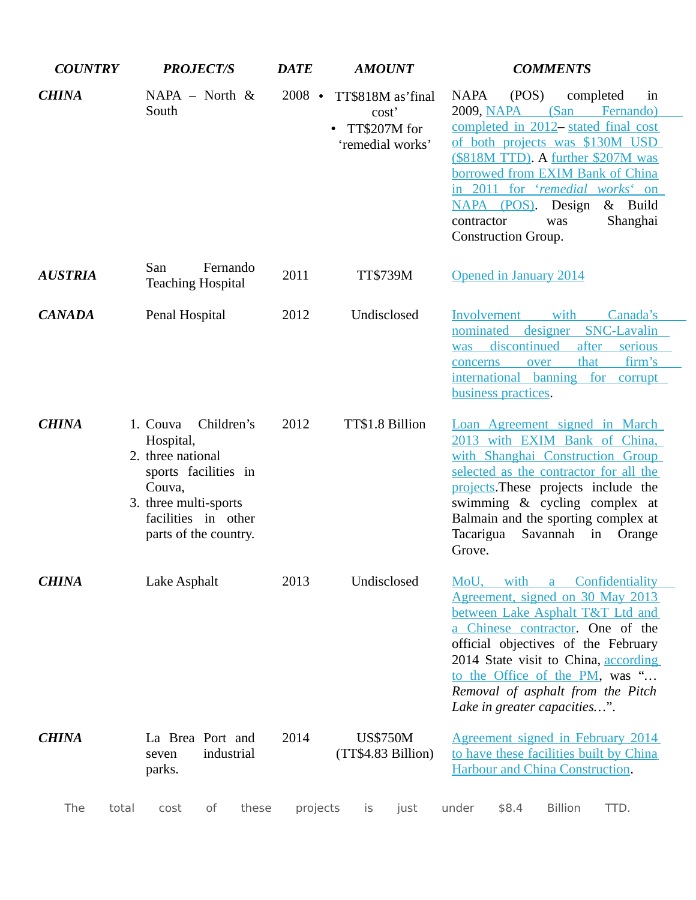| *COUNTRY* | *PROJECT/S* | *DATE* | *AMOUNT* | *COMMENTS* |
|---|---|---|---|---|
| ***CHINA*** | NAPA – North & South | 2008 | • TT$818M as'final cost' <br> • TT$207M for 'remedial works' | NAPA (POS) completed in 2009, NAPA (San Fernando) completed in 2012– stated final cost of both projects was $130M USD ($818M TTD). A further $207M was borrowed from EXIM Bank of China in 2011 for '*remedial works*' on NAPA (POS). Design & Build contractor was Shanghai Construction Group. |
| ***AUSTRIA*** | San Fernando Teaching Hospital | 2011 | TT$739M | Opened in January 2014 |
| ***CANADA*** | Penal Hospital | 2012 | Undisclosed | Involvement with Canada's nominated designer SNC-Lavalin was discontinued after serious concerns over that firm's international banning for corrupt business practices. |
| ***CHINA*** | 1. Couva Children's Hospital, <br> 2. three national sports facilities in Couva, <br> 3. three multi-sports facilities in other parts of the country. | 2012 | TT$1.8 Billion | Loan Agreement signed in March 2013 with EXIM Bank of China, with Shanghai Construction Group selected as the contractor for all the projects.These projects include the swimming & cycling complex at Balmain and the sporting complex at Tacarigua Savannah in Orange Grove. |
| ***CHINA*** | Lake Asphalt | 2013 | Undisclosed | MoU, with a Confidentiality Agreement, signed on 30 May 2013 between Lake Asphalt T&T Ltd and a Chinese contractor. One of the official objectives of the February 2014 State visit to China, according to the Office of the PM, was "…*Removal of asphalt from the Pitch Lake in greater capacities…*". |
| ***CHINA*** | La Brea Port and seven industrial parks. | 2014 | US$750M (TT$4.83 Billion) | Agreement signed in February 2014 to have these facilities built by China Harbour and China Construction. |

The total cost of these projects is just under $8.4 Billion TTD.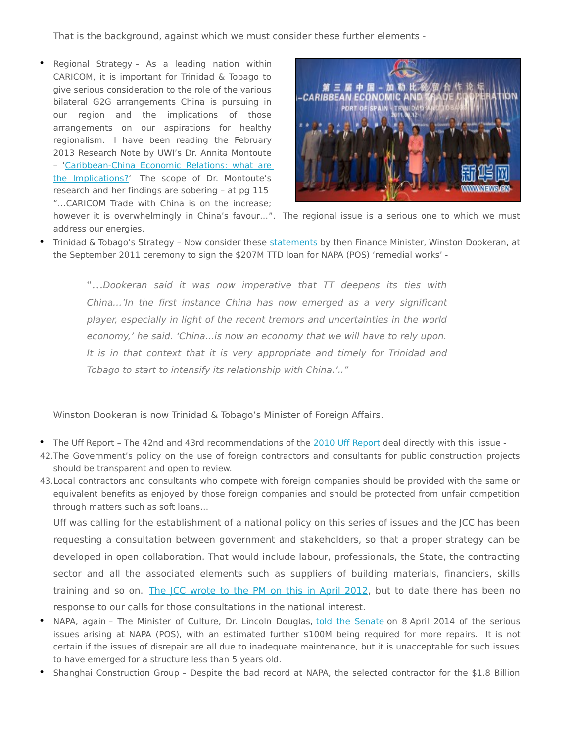That is the background, against which we must consider these further elements -

- Regional Strategy – As a leading nation within CARICOM, it is important for Trinidad & Tobago to give serious consideration to the role of the various bilateral G2G arrangements China is pursuing in our region and the implications of those arrangements on our aspirations for healthy regionalism. I have been reading the February 2013 Research Note by UWI's Dr. Annita Montoute – '[Caribbean-China Economic Relations: what are the Implications?]' The scope of Dr. Montoute's research and her findings are sobering – at pg 115 "…CARICOM Trade with China is on the increase; however it is overwhelmingly in China's favour…". The regional issue is a serious one to which we must address our energies.
- Trinidad & Tobago's Strategy – Now consider these statements by then Finance Minister, Winston Dookeran, at the September 2011 ceremony to sign the $207M TTD loan for NAPA (POS) 'remedial works' -

> "…*Dookeran said it was now imperative that TT deepens its ties with China…'In the first instance China has now emerged as a very significant player, especially in light of the recent tremors and uncertainties in the world economy,' he said. 'China…is now an economy that we will have to rely upon. It is in that context that it is very appropriate and timely for Trinidad and Tobago to start to intensify its relationship with China.'..*"

Winston Dookeran is now Trinidad & Tobago's Minister of Foreign Affairs.

- The Uff Report – The 42nd and 43rd recommendations of the 2010 Uff Report deal directly with this issue -

42. The Government's policy on the use of foreign contractors and consultants for public construction projects should be transparent and open to review.
43. Local contractors and consultants who compete with foreign companies should be provided with the same or equivalent benefits as enjoyed by those foreign companies and should be protected from unfair competition through matters such as soft loans…

Uff was calling for the establishment of a national policy on this series of issues and the JCC has been requesting a consultation between government and stakeholders, so that a proper strategy can be developed in open collaboration. That would include labour, professionals, the State, the contracting sector and all the associated elements such as suppliers of building materials, financiers, skills training and so on. The JCC wrote to the PM on this in April 2012, but to date there has been no response to our calls for those consultations in the national interest.

- NAPA, again – The Minister of Culture, Dr. Lincoln Douglas, told the Senate on 8 April 2014 of the serious issues arising at NAPA (POS), with an estimated further $100M being required for more repairs. It is not certain if the issues of disrepair are all due to inadequate maintenance, but it is unacceptable for such issues to have emerged for a structure less than 5 years old.
- Shanghai Construction Group – Despite the bad record at NAPA, the selected contractor for the $1.8 Billion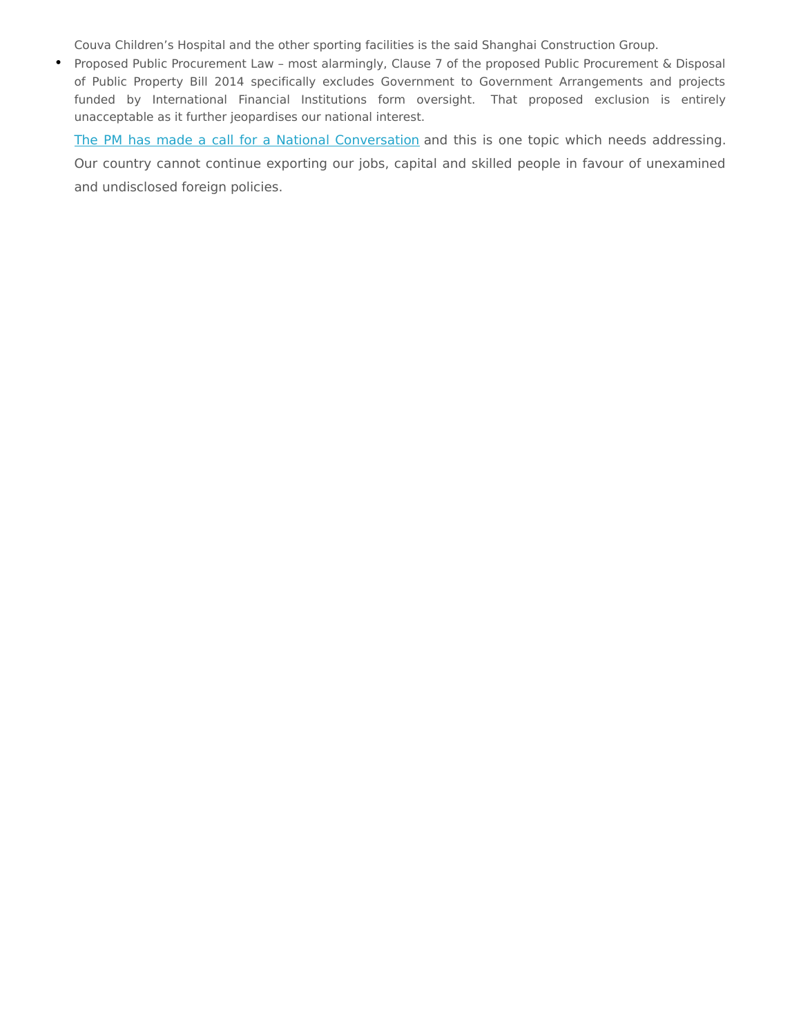Couva Children's Hospital and the other sporting facilities is the said Shanghai Construction Group.

- Proposed Public Procurement Law – most alarmingly, Clause 7 of the proposed Public Procurement & Disposal of Public Property Bill 2014 specifically excludes Government to Government Arrangements and projects funded by International Financial Institutions form oversight. That proposed exclusion is entirely unacceptable as it further jeopardises our national interest.

The PM has made a call for a National Conversation and this is one topic which needs addressing. Our country cannot continue exporting our jobs, capital and skilled people in favour of unexamined and undisclosed foreign policies.